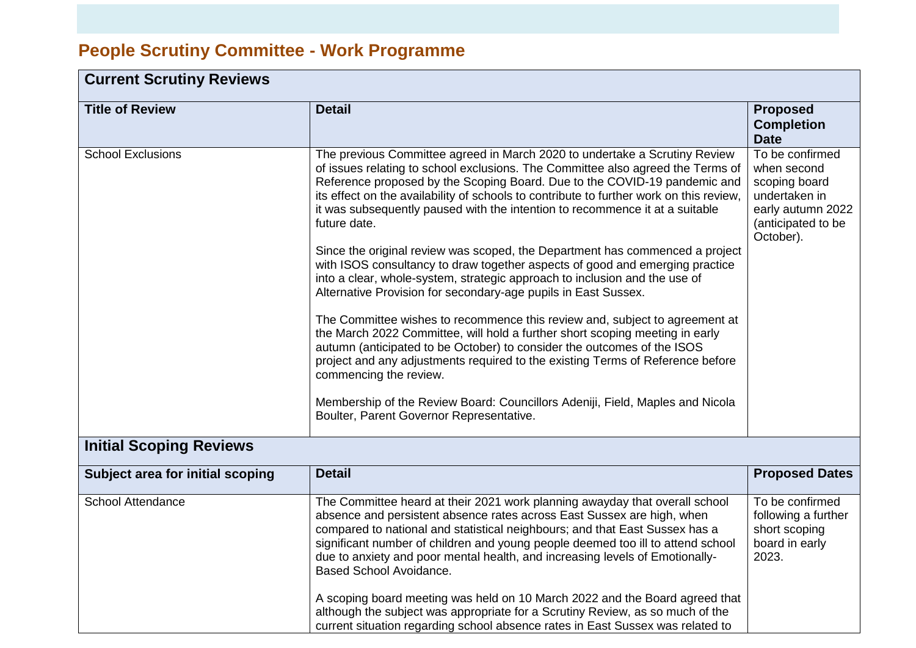# People Scrutiny Committee - Work Programme

| **Current Scrutiny Reviews** | | |
|---|---|---|
| **Title of Review** | **Detail** | **Proposed Completion Date** |
| School Exclusions | The previous Committee agreed in March 2020 to undertake a Scrutiny Review of issues relating to school exclusions. The Committee also agreed the Terms of Reference proposed by the Scoping Board. Due to the COVID-19 pandemic and its effect on the availability of schools to contribute to further work on this review, it was subsequently paused with the intention to recommence it at a suitable future date.<br><br>Since the original review was scoped, the Department has commenced a project with ISOS consultancy to draw together aspects of good and emerging practice into a clear, whole-system, strategic approach to inclusion and the use of Alternative Provision for secondary-age pupils in East Sussex.<br><br>The Committee wishes to recommence this review and, subject to agreement at the March 2022 Committee, will hold a further short scoping meeting in early autumn (anticipated to be October) to consider the outcomes of the ISOS project and any adjustments required to the existing Terms of Reference before commencing the review.<br><br>Membership of the Review Board: Councillors Adeniji, Field, Maples and Nicola Boulter, Parent Governor Representative. | To be confirmed when second scoping board undertaken in early autumn 2022 (anticipated to be October). |

| **Initial Scoping Reviews** | | |
|---|---|---|
| **Subject area for initial scoping** | **Detail** | **Proposed Dates** |
| School Attendance | The Committee heard at their 2021 work planning awayday that overall school absence and persistent absence rates across East Sussex are high, when compared to national and statistical neighbours; and that East Sussex has a significant number of children and young people deemed too ill to attend school due to anxiety and poor mental health, and increasing levels of Emotionally-Based School Avoidance.<br><br>A scoping board meeting was held on 10 March 2022 and the Board agreed that although the subject was appropriate for a Scrutiny Review, as so much of the current situation regarding school absence rates in East Sussex was related to | To be confirmed following a further short scoping board in early 2023. |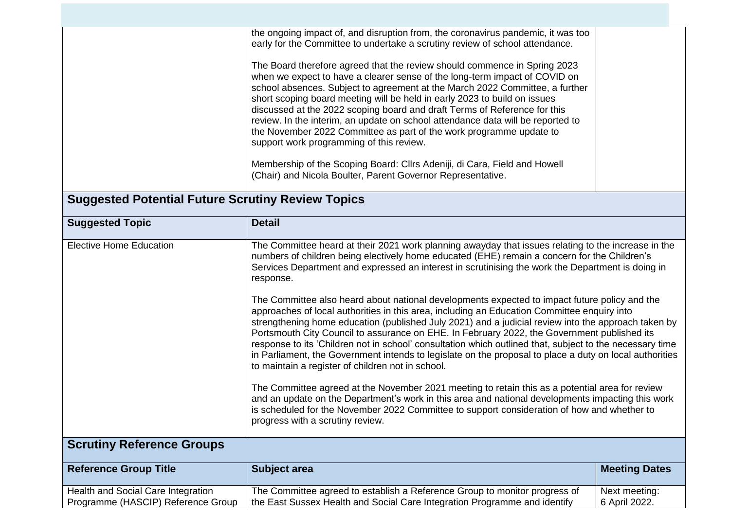| | | |
|---|---|---|
| | the ongoing impact of, and disruption from, the coronavirus pandemic, it was too early for the Committee to undertake a scrutiny review of school attendance.<br><br>The Board therefore agreed that the review should commence in Spring 2023 when we expect to have a clearer sense of the long-term impact of COVID on school absences. Subject to agreement at the March 2022 Committee, a further short scoping board meeting will be held in early 2023 to build on issues discussed at the 2022 scoping board and draft Terms of Reference for this review. In the interim, an update on school attendance data will be reported to the November 2022 Committee as part of the work programme update to support work programming of this review.<br><br>Membership of the Scoping Board: Cllrs Adeniji, di Cara, Field and Howell (Chair) and Nicola Boulter, Parent Governor Representative. | |

## Suggested Potential Future Scrutiny Review Topics

| Suggested Topic | Detail |
|---|---|
| Elective Home Education | The Committee heard at their 2021 work planning awayday that issues relating to the increase in the numbers of children being electively home educated (EHE) remain a concern for the Children's Services Department and expressed an interest in scrutinising the work the Department is doing in response.<br><br>The Committee also heard about national developments expected to impact future policy and the approaches of local authorities in this area, including an Education Committee enquiry into strengthening home education (published July 2021) and a judicial review into the approach taken by Portsmouth City Council to assurance on EHE. In February 2022, the Government published its response to its 'Children not in school' consultation which outlined that, subject to the necessary time in Parliament, the Government intends to legislate on the proposal to place a duty on local authorities to maintain a register of children not in school.<br><br>The Committee agreed at the November 2021 meeting to retain this as a potential area for review and an update on the Department's work in this area and national developments impacting this work is scheduled for the November 2022 Committee to support consideration of how and whether to progress with a scrutiny review. |

## Scrutiny Reference Groups

| Reference Group Title | Subject area | Meeting Dates |
|---|---|---|
| Health and Social Care Integration Programme (HASCIP) Reference Group | The Committee agreed to establish a Reference Group to monitor progress of the East Sussex Health and Social Care Integration Programme and identify | Next meeting: 6 April 2022. |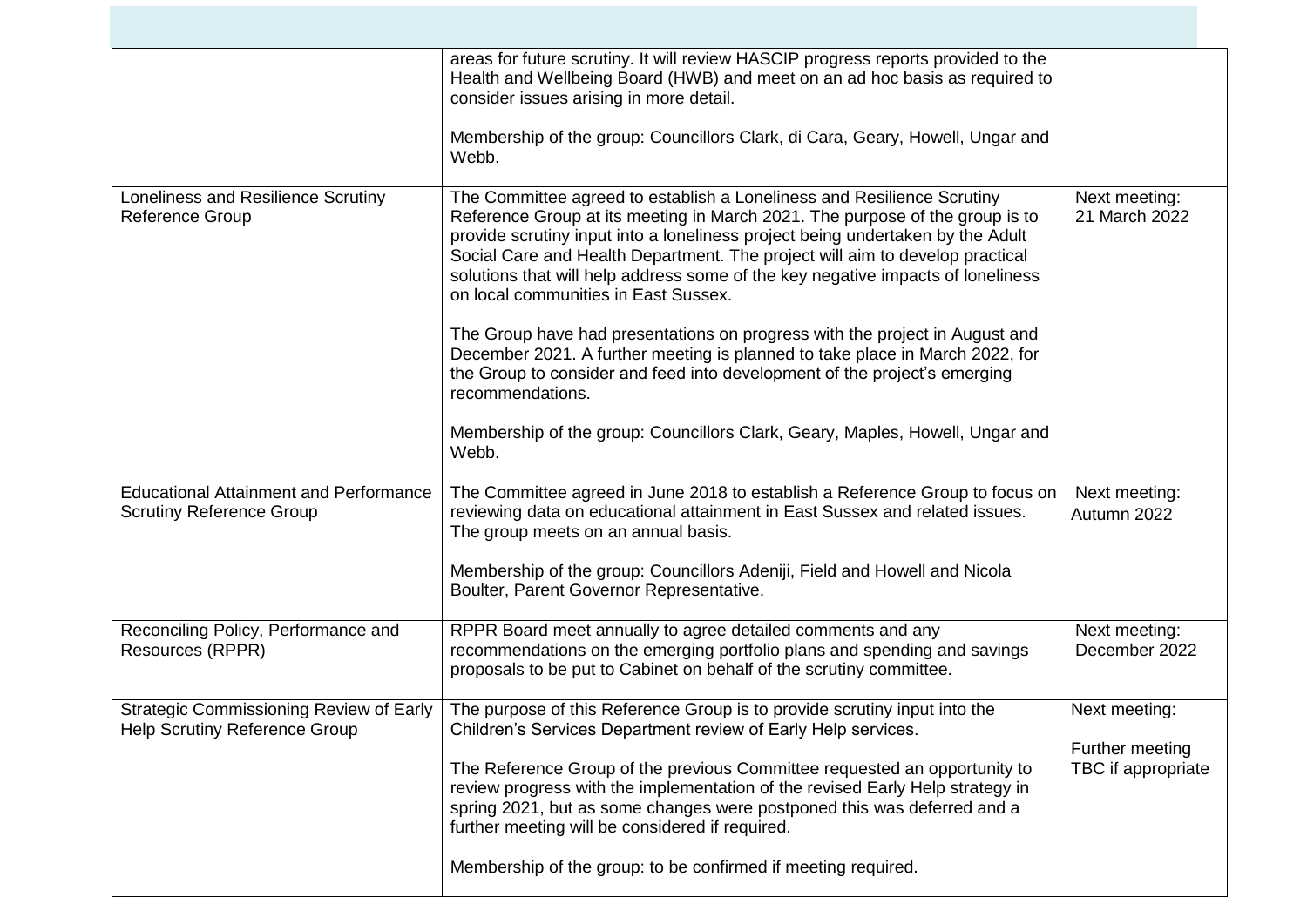| | | |
|---|---|---|
| | areas for future scrutiny. It will review HASCIP progress reports provided to the Health and Wellbeing Board (HWB) and meet on an ad hoc basis as required to consider issues arising in more detail.<br><br>Membership of the group: Councillors Clark, di Cara, Geary, Howell, Ungar and Webb. | |
| Loneliness and Resilience Scrutiny Reference Group | The Committee agreed to establish a Loneliness and Resilience Scrutiny Reference Group at its meeting in March 2021. The purpose of the group is to provide scrutiny input into a loneliness project being undertaken by the Adult Social Care and Health Department. The project will aim to develop practical solutions that will help address some of the key negative impacts of loneliness on local communities in East Sussex.<br><br>The Group have had presentations on progress with the project in August and December 2021. A further meeting is planned to take place in March 2022, for the Group to consider and feed into development of the project's emerging recommendations.<br><br>Membership of the group: Councillors Clark, Geary, Maples, Howell, Ungar and Webb. | Next meeting: 21 March 2022 |
| Educational Attainment and Performance Scrutiny Reference Group | The Committee agreed in June 2018 to establish a Reference Group to focus on reviewing data on educational attainment in East Sussex and related issues. The group meets on an annual basis.<br><br>Membership of the group: Councillors Adeniji, Field and Howell and Nicola Boulter, Parent Governor Representative. | Next meeting: Autumn 2022 |
| Reconciling Policy, Performance and Resources (RPPR) | RPPR Board meet annually to agree detailed comments and any recommendations on the emerging portfolio plans and spending and savings proposals to be put to Cabinet on behalf of the scrutiny committee. | Next meeting: December 2022 |
| Strategic Commissioning Review of Early Help Scrutiny Reference Group | The purpose of this Reference Group is to provide scrutiny input into the Children's Services Department review of Early Help services.<br><br>The Reference Group of the previous Committee requested an opportunity to review progress with the implementation of the revised Early Help strategy in spring 2021, but as some changes were postponed this was deferred and a further meeting will be considered if required.<br><br>Membership of the group: to be confirmed if meeting required. | Next meeting:<br><br>Further meeting TBC if appropriate |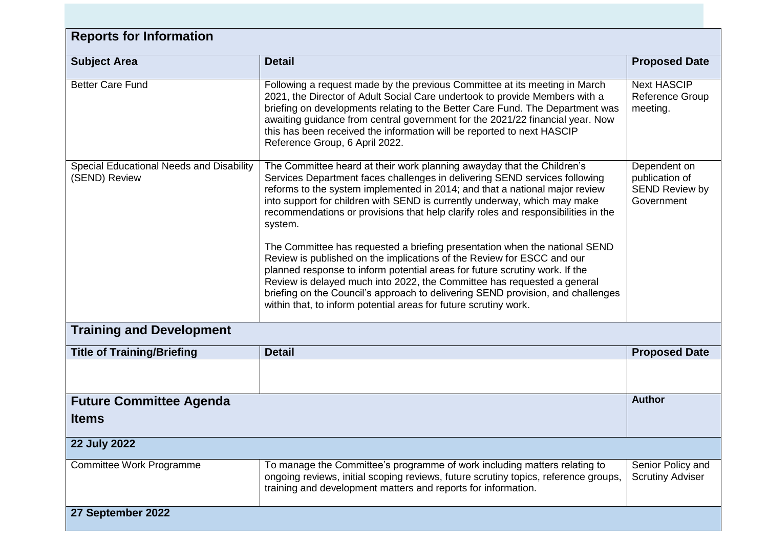## Reports for Information

| Subject Area | Detail | Proposed Date |
|---|---|---|
| Better Care Fund | Following a request made by the previous Committee at its meeting in March 2021, the Director of Adult Social Care undertook to provide Members with a briefing on developments relating to the Better Care Fund. The Department was awaiting guidance from central government for the 2021/22 financial year. Now this has been received the information will be reported to next HASCIP Reference Group, 6 April 2022. | Next HASCIP Reference Group meeting. |
| Special Educational Needs and Disability (SEND) Review | The Committee heard at their work planning awayday that the Children's Services Department faces challenges in delivering SEND services following reforms to the system implemented in 2014; and that a national major review into support for children with SEND is currently underway, which may make recommendations or provisions that help clarify roles and responsibilities in the system.<br><br>The Committee has requested a briefing presentation when the national SEND Review is published on the implications of the Review for ESCC and our planned response to inform potential areas for future scrutiny work. If the Review is delayed much into 2022, the Committee has requested a general briefing on the Council's approach to delivering SEND provision, and challenges within that, to inform potential areas for future scrutiny work. | Dependent on publication of SEND Review by Government |

## Training and Development

| Title of Training/Briefing | Detail | Proposed Date |
|---|---|---|
| | | |

## Future Committee Agenda Items

| | | Author |
|---|---|---|
| **22 July 2022** | | |
| Committee Work Programme | To manage the Committee's programme of work including matters relating to ongoing reviews, initial scoping reviews, future scrutiny topics, reference groups, training and development matters and reports for information. | Senior Policy and Scrutiny Adviser |
| **27 September 2022** | | |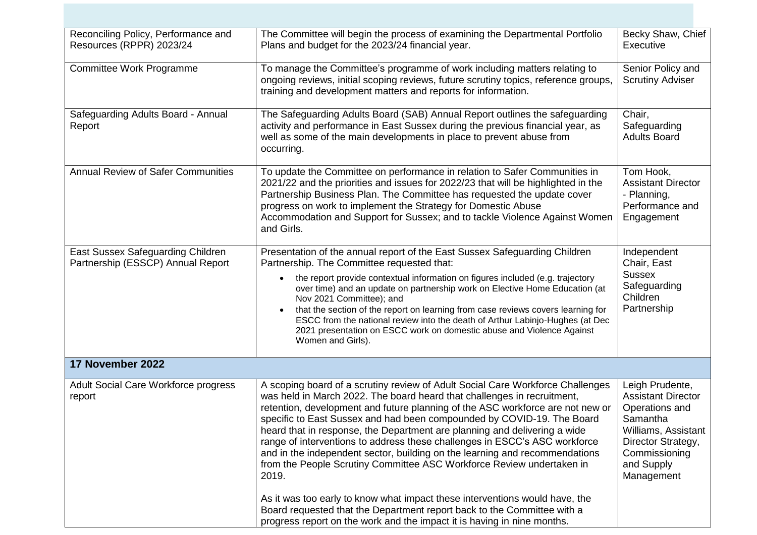| | | |
|---|---|---|
| Reconciling Policy, Performance and Resources (RPPR) 2023/24 | The Committee will begin the process of examining the Departmental Portfolio Plans and budget for the 2023/24 financial year. | Becky Shaw, Chief Executive |
| Committee Work Programme | To manage the Committee's programme of work including matters relating to ongoing reviews, initial scoping reviews, future scrutiny topics, reference groups, training and development matters and reports for information. | Senior Policy and Scrutiny Adviser |
| Safeguarding Adults Board - Annual Report | The Safeguarding Adults Board (SAB) Annual Report outlines the safeguarding activity and performance in East Sussex during the previous financial year, as well as some of the main developments in place to prevent abuse from occurring. | Chair, Safeguarding Adults Board |
| Annual Review of Safer Communities | To update the Committee on performance in relation to Safer Communities in 2021/22 and the priorities and issues for 2022/23 that will be highlighted in the Partnership Business Plan. The Committee has requested the update cover progress on work to implement the Strategy for Domestic Abuse Accommodation and Support for Sussex; and to tackle Violence Against Women and Girls. | Tom Hook, Assistant Director - Planning, Performance and Engagement |
| East Sussex Safeguarding Children Partnership (ESSCP) Annual Report | Presentation of the annual report of the East Sussex Safeguarding Children Partnership. The Committee requested that:<br>• the report provide contextual information on figures included (e.g. trajectory over time) and an update on partnership work on Elective Home Education (at Nov 2021 Committee); and<br>• that the section of the report on learning from case reviews covers learning for ESCC from the national review into the death of Arthur Labinjo-Hughes (at Dec 2021 presentation on ESCC work on domestic abuse and Violence Against Women and Girls). | Independent Chair, East Sussex Safeguarding Children Partnership |
| **17 November 2022** | | |
| Adult Social Care Workforce progress report | A scoping board of a scrutiny review of Adult Social Care Workforce Challenges was held in March 2022. The board heard that challenges in recruitment, retention, development and future planning of the ASC workforce are not new or specific to East Sussex and had been compounded by COVID-19. The Board heard that in response, the Department are planning and delivering a wide range of interventions to address these challenges in ESCC's ASC workforce and in the independent sector, building on the learning and recommendations from the People Scrutiny Committee ASC Workforce Review undertaken in 2019.<br><br>As it was too early to know what impact these interventions would have, the Board requested that the Department report back to the Committee with a progress report on the work and the impact it is having in nine months. | Leigh Prudente, Assistant Director Operations and Samantha Williams, Assistant Director Strategy, Commissioning and Supply Management |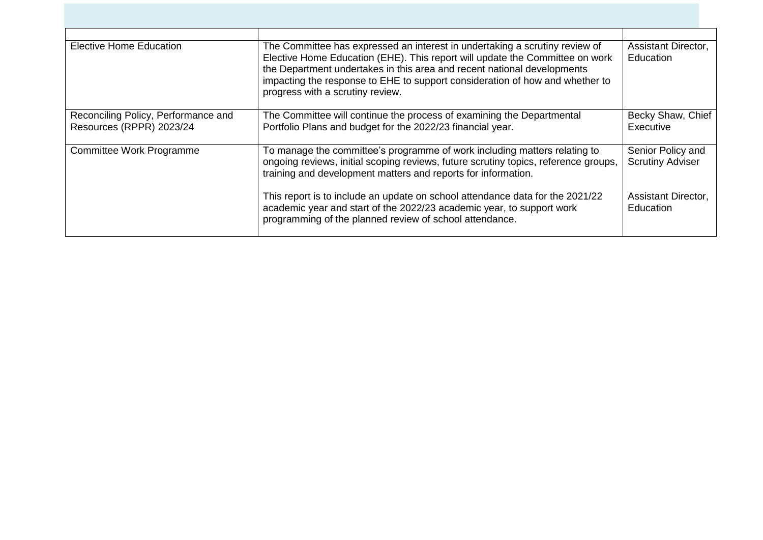| | | |
|---|---|---|
| Elective Home Education | The Committee has expressed an interest in undertaking a scrutiny review of Elective Home Education (EHE). This report will update the Committee on work the Department undertakes in this area and recent national developments impacting the response to EHE to support consideration of how and whether to progress with a scrutiny review. | Assistant Director, Education |
| Reconciling Policy, Performance and Resources (RPPR) 2023/24 | The Committee will continue the process of examining the Departmental Portfolio Plans and budget for the 2022/23 financial year. | Becky Shaw, Chief Executive |
| Committee Work Programme | To manage the committee's programme of work including matters relating to ongoing reviews, initial scoping reviews, future scrutiny topics, reference groups, training and development matters and reports for information.<br><br>This report is to include an update on school attendance data for the 2021/22 academic year and start of the 2022/23 academic year, to support work programming of the planned review of school attendance. | Senior Policy and Scrutiny Adviser<br><br>Assistant Director, Education |